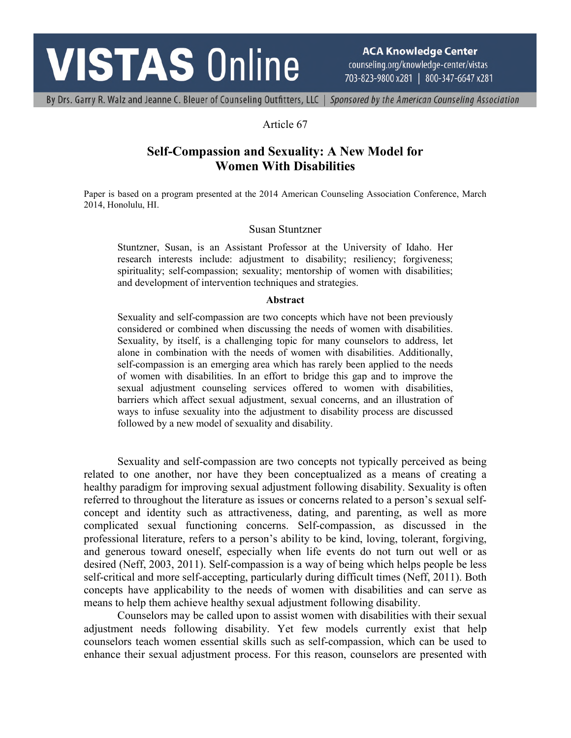Article 67

# Self-Compassion and Sexuality: A New Model for Women With Disabilities

Paper is based on a program presented at the 2014 American Counseling Association Conference, March 2014, Honolulu, HI.

Susan Stuntzner

Stuntzner, Susan, is an Assistant Professor at the University of Idaho. Her research interests include: adjustment to disability; resiliency; forgiveness; spirituality; self-compassion; sexuality; mentorship of women with disabilities; and development of intervention techniques and strategies.

**Abstract**

Sexuality and self-compassion are two concepts which have not been previously considered or combined when discussing the needs of women with disabilities. Sexuality, by itself, is a challenging topic for many counselors to address, let alone in combination with the needs of women with disabilities. Additionally, self-compassion is an emerging area which has rarely been applied to the needs of women with disabilities. In an effort to bridge this gap and to improve the sexual adjustment counseling services offered to women with disabilities, barriers which affect sexual adjustment, sexual concerns, and an illustration of ways to infuse sexuality into the adjustment to disability process are discussed followed by a new model of sexuality and disability.

Sexuality and self-compassion are two concepts not typically perceived as being related to one another, nor have they been conceptualized as a means of creating a healthy paradigm for improving sexual adjustment following disability. Sexuality is often referred to throughout the literature as issues or concerns related to a person's sexual self-concept and identity such as attractiveness, dating, and parenting, as well as more complicated sexual functioning concerns. Self-compassion, as discussed in the professional literature, refers to a person's ability to be kind, loving, tolerant, forgiving, and generous toward oneself, especially when life events do not turn out well or as desired (Neff, 2003, 2011). Self-compassion is a way of being which helps people be less self-critical and more self-accepting, particularly during difficult times (Neff, 2011). Both concepts have applicability to the needs of women with disabilities and can serve as means to help them achieve healthy sexual adjustment following disability.

Counselors may be called upon to assist women with disabilities with their sexual adjustment needs following disability. Yet few models currently exist that help counselors teach women essential skills such as self-compassion, which can be used to enhance their sexual adjustment process. For this reason, counselors are presented with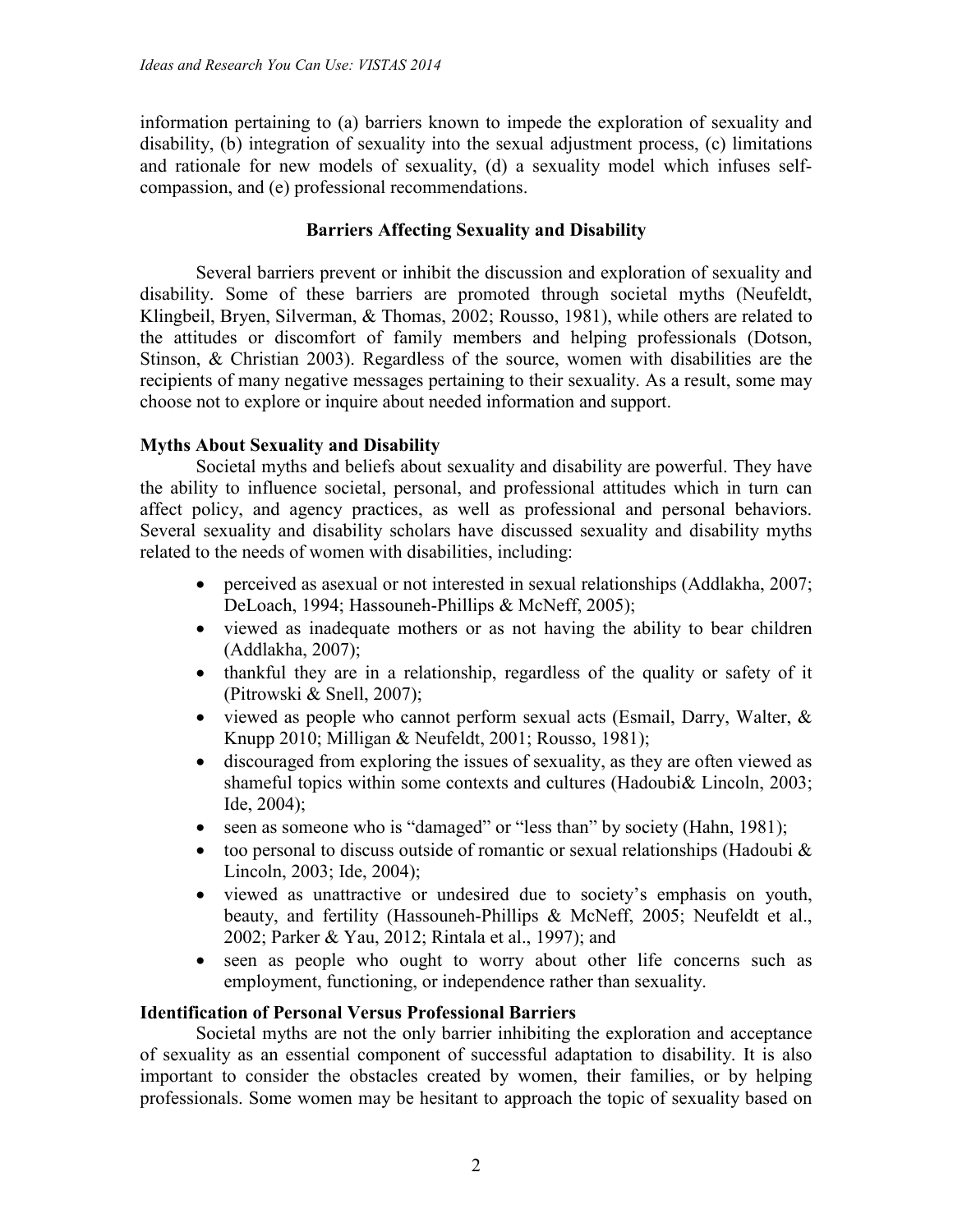information pertaining to (a) barriers known to impede the exploration of sexuality and disability, (b) integration of sexuality into the sexual adjustment process, (c) limitations and rationale for new models of sexuality, (d) a sexuality model which infuses self-compassion, and (e) professional recommendations.

## Barriers Affecting Sexuality and Disability

Several barriers prevent or inhibit the discussion and exploration of sexuality and disability. Some of these barriers are promoted through societal myths (Neufeldt, Klingbeil, Bryen, Silverman, & Thomas, 2002; Rousso, 1981), while others are related to the attitudes or discomfort of family members and helping professionals (Dotson, Stinson, & Christian 2003). Regardless of the source, women with disabilities are the recipients of many negative messages pertaining to their sexuality. As a result, some may choose not to explore or inquire about needed information and support.

### Myths About Sexuality and Disability

Societal myths and beliefs about sexuality and disability are powerful. They have the ability to influence societal, personal, and professional attitudes which in turn can affect policy, and agency practices, as well as professional and personal behaviors. Several sexuality and disability scholars have discussed sexuality and disability myths related to the needs of women with disabilities, including:

- perceived as asexual or not interested in sexual relationships (Addlakha, 2007; DeLoach, 1994; Hassouneh-Phillips & McNeff, 2005);
- viewed as inadequate mothers or as not having the ability to bear children (Addlakha, 2007);
- thankful they are in a relationship, regardless of the quality or safety of it (Pitrowski & Snell, 2007);
- viewed as people who cannot perform sexual acts (Esmail, Darry, Walter, & Knupp 2010; Milligan & Neufeldt, 2001; Rousso, 1981);
- discouraged from exploring the issues of sexuality, as they are often viewed as shameful topics within some contexts and cultures (Hadoubi& Lincoln, 2003; Ide, 2004);
- seen as someone who is "damaged" or "less than" by society (Hahn, 1981);
- too personal to discuss outside of romantic or sexual relationships (Hadoubi & Lincoln, 2003; Ide, 2004);
- viewed as unattractive or undesired due to society's emphasis on youth, beauty, and fertility (Hassouneh-Phillips & McNeff, 2005; Neufeldt et al., 2002; Parker & Yau, 2012; Rintala et al., 1997); and
- seen as people who ought to worry about other life concerns such as employment, functioning, or independence rather than sexuality.

### Identification of Personal Versus Professional Barriers

Societal myths are not the only barrier inhibiting the exploration and acceptance of sexuality as an essential component of successful adaptation to disability. It is also important to consider the obstacles created by women, their families, or by helping professionals. Some women may be hesitant to approach the topic of sexuality based on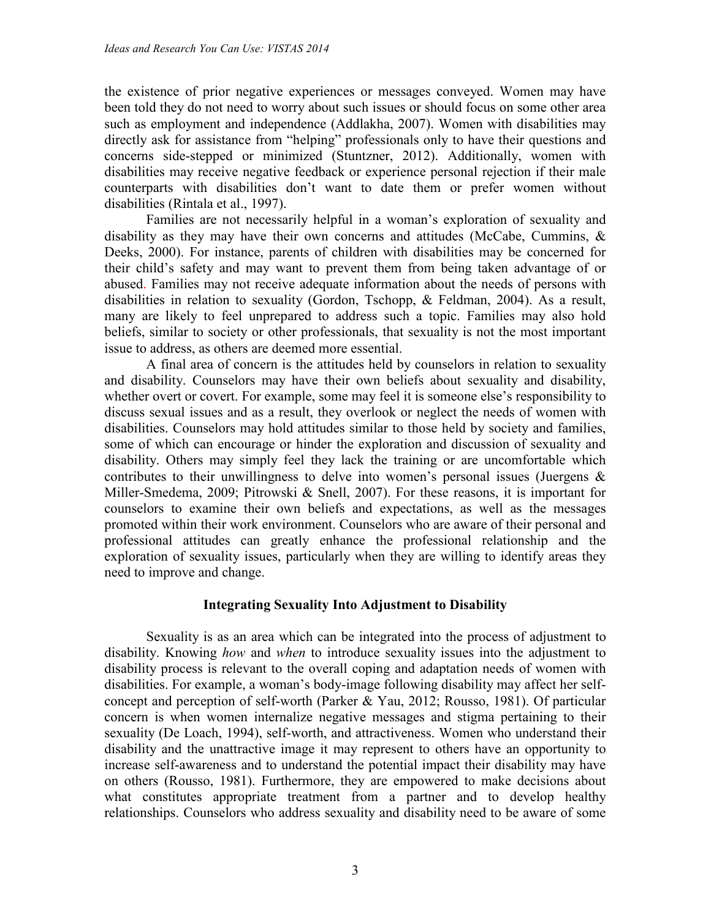the existence of prior negative experiences or messages conveyed. Women may have been told they do not need to worry about such issues or should focus on some other area such as employment and independence (Addlakha, 2007). Women with disabilities may directly ask for assistance from "helping" professionals only to have their questions and concerns side-stepped or minimized (Stuntzner, 2012). Additionally, women with disabilities may receive negative feedback or experience personal rejection if their male counterparts with disabilities don't want to date them or prefer women without disabilities (Rintala et al., 1997).

Families are not necessarily helpful in a woman's exploration of sexuality and disability as they may have their own concerns and attitudes (McCabe, Cummins, & Deeks, 2000). For instance, parents of children with disabilities may be concerned for their child's safety and may want to prevent them from being taken advantage of or abused. Families may not receive adequate information about the needs of persons with disabilities in relation to sexuality (Gordon, Tschopp, & Feldman, 2004). As a result, many are likely to feel unprepared to address such a topic. Families may also hold beliefs, similar to society or other professionals, that sexuality is not the most important issue to address, as others are deemed more essential.

A final area of concern is the attitudes held by counselors in relation to sexuality and disability. Counselors may have their own beliefs about sexuality and disability, whether overt or covert. For example, some may feel it is someone else's responsibility to discuss sexual issues and as a result, they overlook or neglect the needs of women with disabilities. Counselors may hold attitudes similar to those held by society and families, some of which can encourage or hinder the exploration and discussion of sexuality and disability. Others may simply feel they lack the training or are uncomfortable which contributes to their unwillingness to delve into women's personal issues (Juergens & Miller-Smedema, 2009; Pitrowski & Snell, 2007). For these reasons, it is important for counselors to examine their own beliefs and expectations, as well as the messages promoted within their work environment. Counselors who are aware of their personal and professional attitudes can greatly enhance the professional relationship and the exploration of sexuality issues, particularly when they are willing to identify areas they need to improve and change.

## Integrating Sexuality Into Adjustment to Disability

Sexuality is as an area which can be integrated into the process of adjustment to disability. Knowing *how* and *when* to introduce sexuality issues into the adjustment to disability process is relevant to the overall coping and adaptation needs of women with disabilities. For example, a woman's body-image following disability may affect her self-concept and perception of self-worth (Parker & Yau, 2012; Rousso, 1981). Of particular concern is when women internalize negative messages and stigma pertaining to their sexuality (De Loach, 1994), self-worth, and attractiveness. Women who understand their disability and the unattractive image it may represent to others have an opportunity to increase self-awareness and to understand the potential impact their disability may have on others (Rousso, 1981). Furthermore, they are empowered to make decisions about what constitutes appropriate treatment from a partner and to develop healthy relationships. Counselors who address sexuality and disability need to be aware of some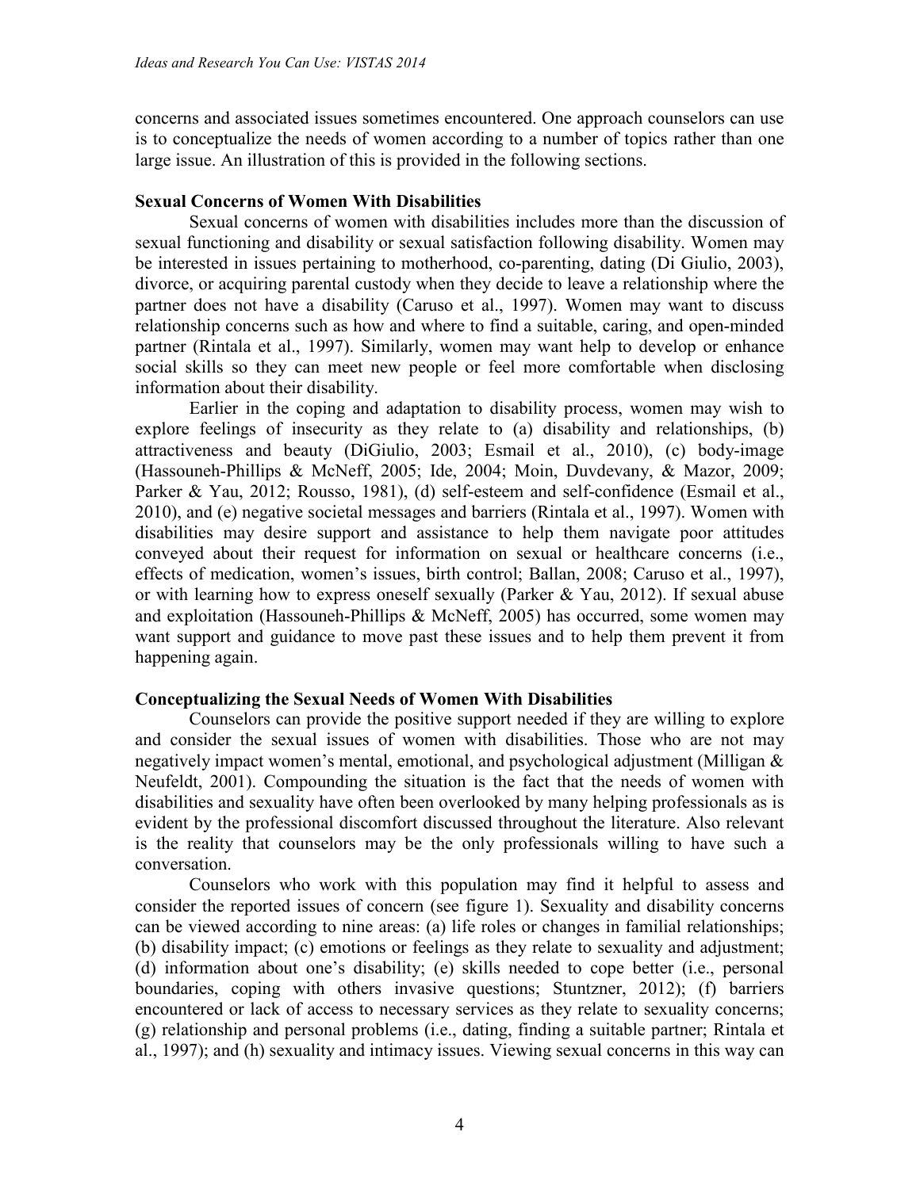concerns and associated issues sometimes encountered. One approach counselors can use is to conceptualize the needs of women according to a number of topics rather than one large issue. An illustration of this is provided in the following sections.

### Sexual Concerns of Women With Disabilities

Sexual concerns of women with disabilities includes more than the discussion of sexual functioning and disability or sexual satisfaction following disability. Women may be interested in issues pertaining to motherhood, co-parenting, dating (Di Giulio, 2003), divorce, or acquiring parental custody when they decide to leave a relationship where the partner does not have a disability (Caruso et al., 1997). Women may want to discuss relationship concerns such as how and where to find a suitable, caring, and open-minded partner (Rintala et al., 1997). Similarly, women may want help to develop or enhance social skills so they can meet new people or feel more comfortable when disclosing information about their disability.

Earlier in the coping and adaptation to disability process, women may wish to explore feelings of insecurity as they relate to (a) disability and relationships, (b) attractiveness and beauty (DiGiulio, 2003; Esmail et al., 2010), (c) body-image (Hassouneh-Phillips & McNeff, 2005; Ide, 2004; Moin, Duvdevany, & Mazor, 2009; Parker & Yau, 2012; Rousso, 1981), (d) self-esteem and self-confidence (Esmail et al., 2010), and (e) negative societal messages and barriers (Rintala et al., 1997). Women with disabilities may desire support and assistance to help them navigate poor attitudes conveyed about their request for information on sexual or healthcare concerns (i.e., effects of medication, women's issues, birth control; Ballan, 2008; Caruso et al., 1997), or with learning how to express oneself sexually (Parker & Yau, 2012). If sexual abuse and exploitation (Hassouneh-Phillips & McNeff, 2005) has occurred, some women may want support and guidance to move past these issues and to help them prevent it from happening again.

### Conceptualizing the Sexual Needs of Women With Disabilities

Counselors can provide the positive support needed if they are willing to explore and consider the sexual issues of women with disabilities. Those who are not may negatively impact women's mental, emotional, and psychological adjustment (Milligan & Neufeldt, 2001). Compounding the situation is the fact that the needs of women with disabilities and sexuality have often been overlooked by many helping professionals as is evident by the professional discomfort discussed throughout the literature. Also relevant is the reality that counselors may be the only professionals willing to have such a conversation.

Counselors who work with this population may find it helpful to assess and consider the reported issues of concern (see figure 1). Sexuality and disability concerns can be viewed according to nine areas: (a) life roles or changes in familial relationships; (b) disability impact; (c) emotions or feelings as they relate to sexuality and adjustment; (d) information about one's disability; (e) skills needed to cope better (i.e., personal boundaries, coping with others invasive questions; Stuntzner, 2012); (f) barriers encountered or lack of access to necessary services as they relate to sexuality concerns; (g) relationship and personal problems (i.e., dating, finding a suitable partner; Rintala et al., 1997); and (h) sexuality and intimacy issues. Viewing sexual concerns in this way can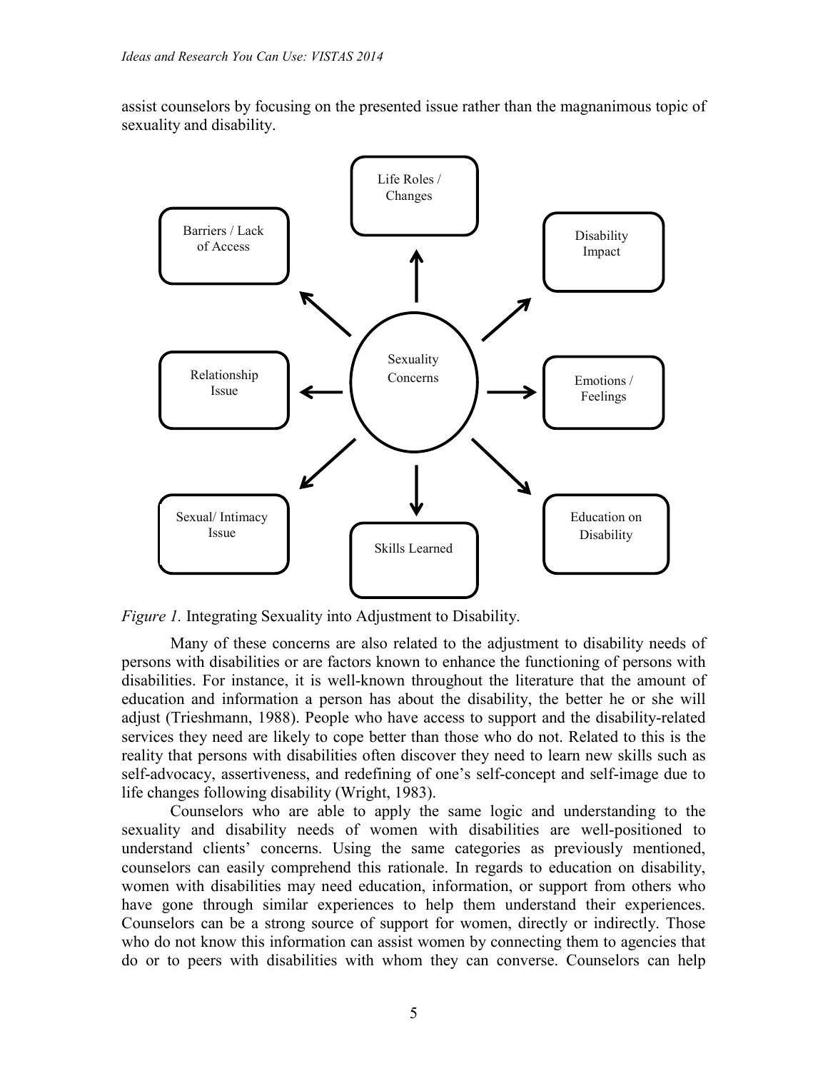assist counselors by focusing on the presented issue rather than the magnanimous topic of sexuality and disability.

*Figure 1.* Integrating Sexuality into Adjustment to Disability.

Many of these concerns are also related to the adjustment to disability needs of persons with disabilities or are factors known to enhance the functioning of persons with disabilities. For instance, it is well-known throughout the literature that the amount of education and information a person has about the disability, the better he or she will adjust (Trieshmann, 1988). People who have access to support and the disability-related services they need are likely to cope better than those who do not. Related to this is the reality that persons with disabilities often discover they need to learn new skills such as self-advocacy, assertiveness, and redefining of one's self-concept and self-image due to life changes following disability (Wright, 1983).

Counselors who are able to apply the same logic and understanding to the sexuality and disability needs of women with disabilities are well-positioned to understand clients' concerns. Using the same categories as previously mentioned, counselors can easily comprehend this rationale. In regards to education on disability, women with disabilities may need education, information, or support from others who have gone through similar experiences to help them understand their experiences. Counselors can be a strong source of support for women, directly or indirectly. Those who do not know this information can assist women by connecting them to agencies that do or to peers with disabilities with whom they can converse. Counselors can help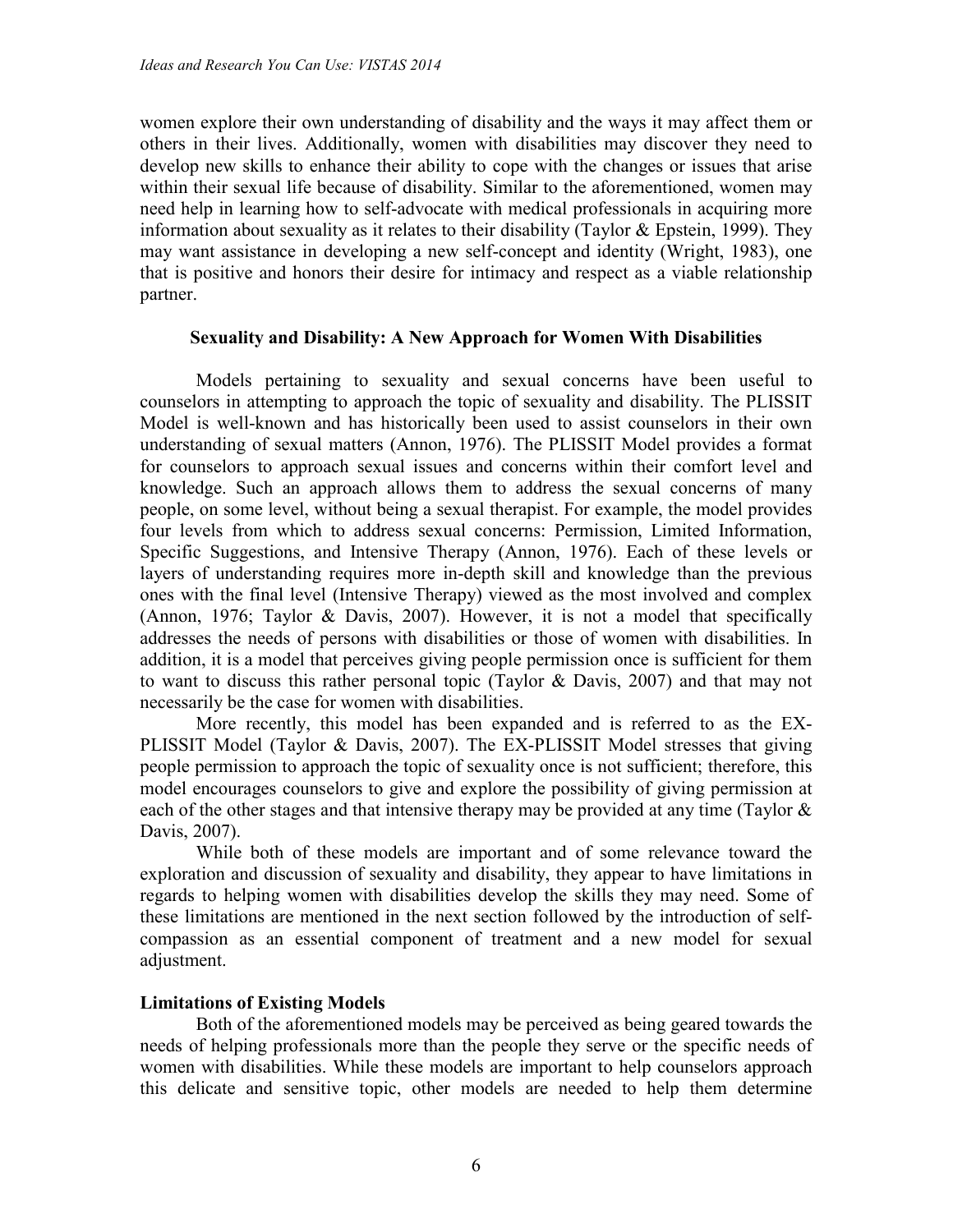women explore their own understanding of disability and the ways it may affect them or others in their lives. Additionally, women with disabilities may discover they need to develop new skills to enhance their ability to cope with the changes or issues that arise within their sexual life because of disability. Similar to the aforementioned, women may need help in learning how to self-advocate with medical professionals in acquiring more information about sexuality as it relates to their disability (Taylor & Epstein, 1999). They may want assistance in developing a new self-concept and identity (Wright, 1983), one that is positive and honors their desire for intimacy and respect as a viable relationship partner.

## Sexuality and Disability: A New Approach for Women With Disabilities

Models pertaining to sexuality and sexual concerns have been useful to counselors in attempting to approach the topic of sexuality and disability. The PLISSIT Model is well-known and has historically been used to assist counselors in their own understanding of sexual matters (Annon, 1976). The PLISSIT Model provides a format for counselors to approach sexual issues and concerns within their comfort level and knowledge. Such an approach allows them to address the sexual concerns of many people, on some level, without being a sexual therapist. For example, the model provides four levels from which to address sexual concerns: Permission, Limited Information, Specific Suggestions, and Intensive Therapy (Annon, 1976). Each of these levels or layers of understanding requires more in-depth skill and knowledge than the previous ones with the final level (Intensive Therapy) viewed as the most involved and complex (Annon, 1976; Taylor & Davis, 2007). However, it is not a model that specifically addresses the needs of persons with disabilities or those of women with disabilities. In addition, it is a model that perceives giving people permission once is sufficient for them to want to discuss this rather personal topic (Taylor & Davis, 2007) and that may not necessarily be the case for women with disabilities.

More recently, this model has been expanded and is referred to as the EX-PLISSIT Model (Taylor & Davis, 2007). The EX-PLISSIT Model stresses that giving people permission to approach the topic of sexuality once is not sufficient; therefore, this model encourages counselors to give and explore the possibility of giving permission at each of the other stages and that intensive therapy may be provided at any time (Taylor & Davis, 2007).

While both of these models are important and of some relevance toward the exploration and discussion of sexuality and disability, they appear to have limitations in regards to helping women with disabilities develop the skills they may need. Some of these limitations are mentioned in the next section followed by the introduction of self-compassion as an essential component of treatment and a new model for sexual adjustment.

### Limitations of Existing Models

Both of the aforementioned models may be perceived as being geared towards the needs of helping professionals more than the people they serve or the specific needs of women with disabilities. While these models are important to help counselors approach this delicate and sensitive topic, other models are needed to help them determine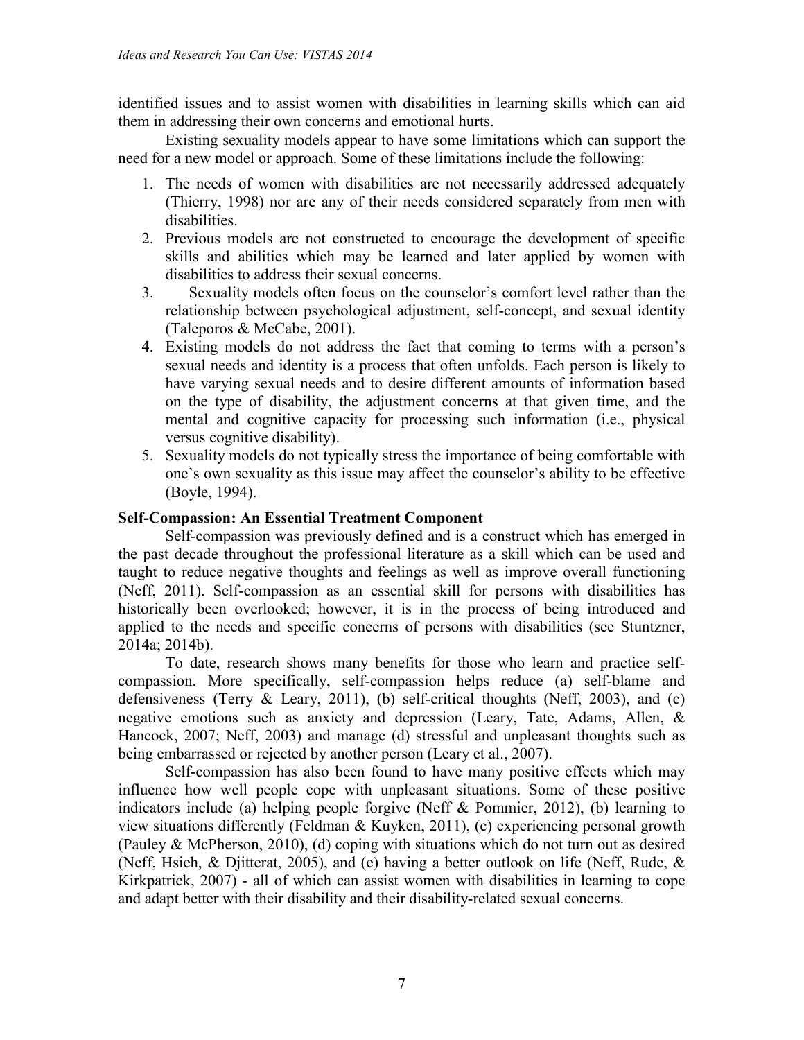identified issues and to assist women with disabilities in learning skills which can aid them in addressing their own concerns and emotional hurts.

Existing sexuality models appear to have some limitations which can support the need for a new model or approach. Some of these limitations include the following:

1. The needs of women with disabilities are not necessarily addressed adequately (Thierry, 1998) nor are any of their needs considered separately from men with disabilities.
2. Previous models are not constructed to encourage the development of specific skills and abilities which may be learned and later applied by women with disabilities to address their sexual concerns.
3. Sexuality models often focus on the counselor's comfort level rather than the relationship between psychological adjustment, self-concept, and sexual identity (Taleporos & McCabe, 2001).
4. Existing models do not address the fact that coming to terms with a person's sexual needs and identity is a process that often unfolds. Each person is likely to have varying sexual needs and to desire different amounts of information based on the type of disability, the adjustment concerns at that given time, and the mental and cognitive capacity for processing such information (i.e., physical versus cognitive disability).
5. Sexuality models do not typically stress the importance of being comfortable with one's own sexuality as this issue may affect the counselor's ability to be effective (Boyle, 1994).

**Self-Compassion: An Essential Treatment Component**

Self-compassion was previously defined and is a construct which has emerged in the past decade throughout the professional literature as a skill which can be used and taught to reduce negative thoughts and feelings as well as improve overall functioning (Neff, 2011). Self-compassion as an essential skill for persons with disabilities has historically been overlooked; however, it is in the process of being introduced and applied to the needs and specific concerns of persons with disabilities (see Stuntzner, 2014a; 2014b).

To date, research shows many benefits for those who learn and practice self-compassion. More specifically, self-compassion helps reduce (a) self-blame and defensiveness (Terry & Leary, 2011), (b) self-critical thoughts (Neff, 2003), and (c) negative emotions such as anxiety and depression (Leary, Tate, Adams, Allen, & Hancock, 2007; Neff, 2003) and manage (d) stressful and unpleasant thoughts such as being embarrassed or rejected by another person (Leary et al., 2007).

Self-compassion has also been found to have many positive effects which may influence how well people cope with unpleasant situations. Some of these positive indicators include (a) helping people forgive (Neff & Pommier, 2012), (b) learning to view situations differently (Feldman & Kuyken, 2011), (c) experiencing personal growth (Pauley & McPherson, 2010), (d) coping with situations which do not turn out as desired (Neff, Hsieh, & Djitterat, 2005), and (e) having a better outlook on life (Neff, Rude, & Kirkpatrick, 2007) - all of which can assist women with disabilities in learning to cope and adapt better with their disability and their disability-related sexual concerns.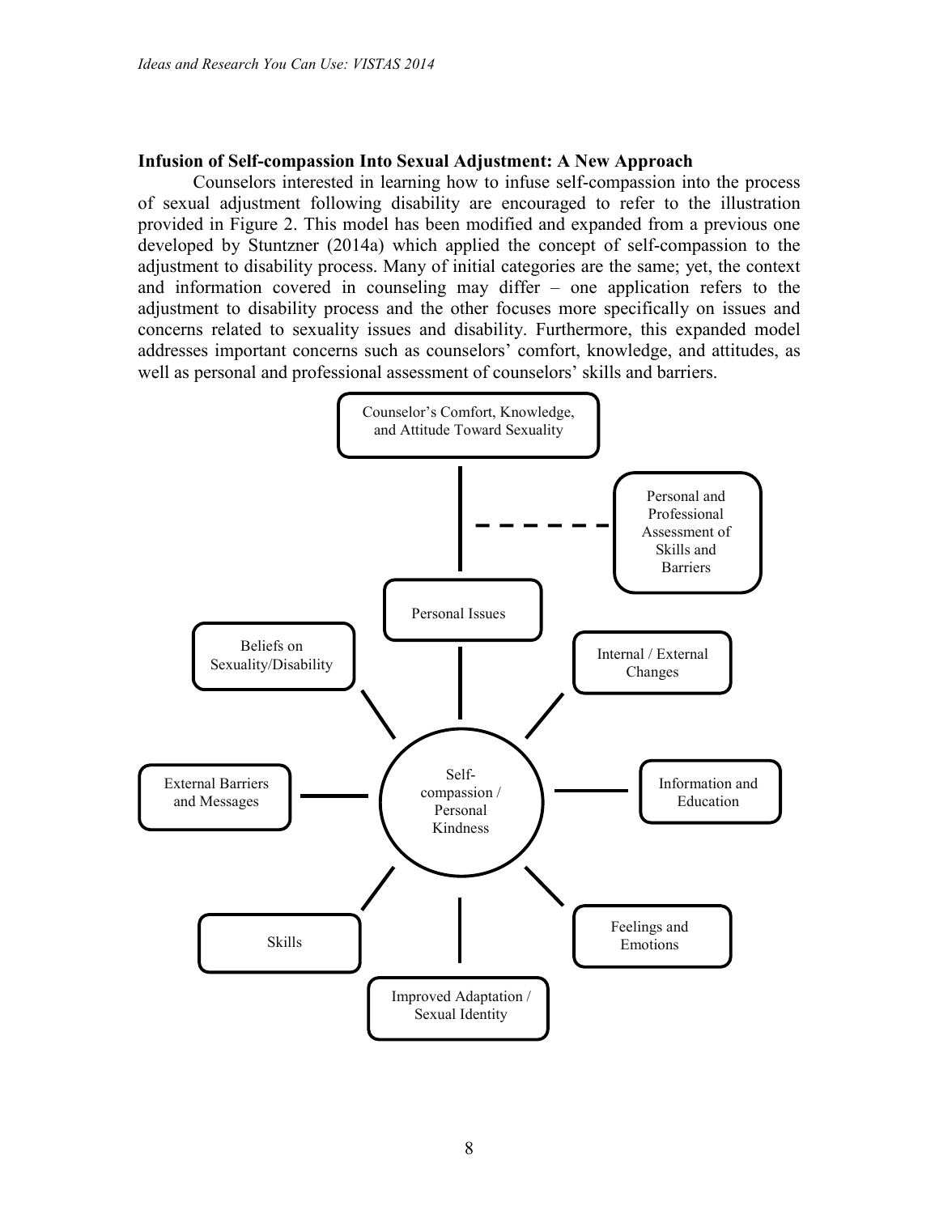### Infusion of Self-compassion Into Sexual Adjustment: A New Approach

Counselors interested in learning how to infuse self-compassion into the process of sexual adjustment following disability are encouraged to refer to the illustration provided in Figure 2. This model has been modified and expanded from a previous one developed by Stuntzner (2014a) which applied the concept of self-compassion to the adjustment to disability process. Many of initial categories are the same; yet, the context and information covered in counseling may differ – one application refers to the adjustment to disability process and the other focuses more specifically on issues and concerns related to sexuality issues and disability. Furthermore, this expanded model addresses important concerns such as counselors' comfort, knowledge, and attitudes, as well as personal and professional assessment of counselors' skills and barriers.

Counselor's Comfort, Knowledge, and Attitude Toward Sexuality

Personal and Professional Assessment of Skills and Barriers

Personal Issues

Beliefs on Sexuality/Disability

Internal / External Changes

External Barriers and Messages

Self-compassion / Personal Kindness

Information and Education

Skills

Feelings and Emotions

Improved Adaptation / Sexual Identity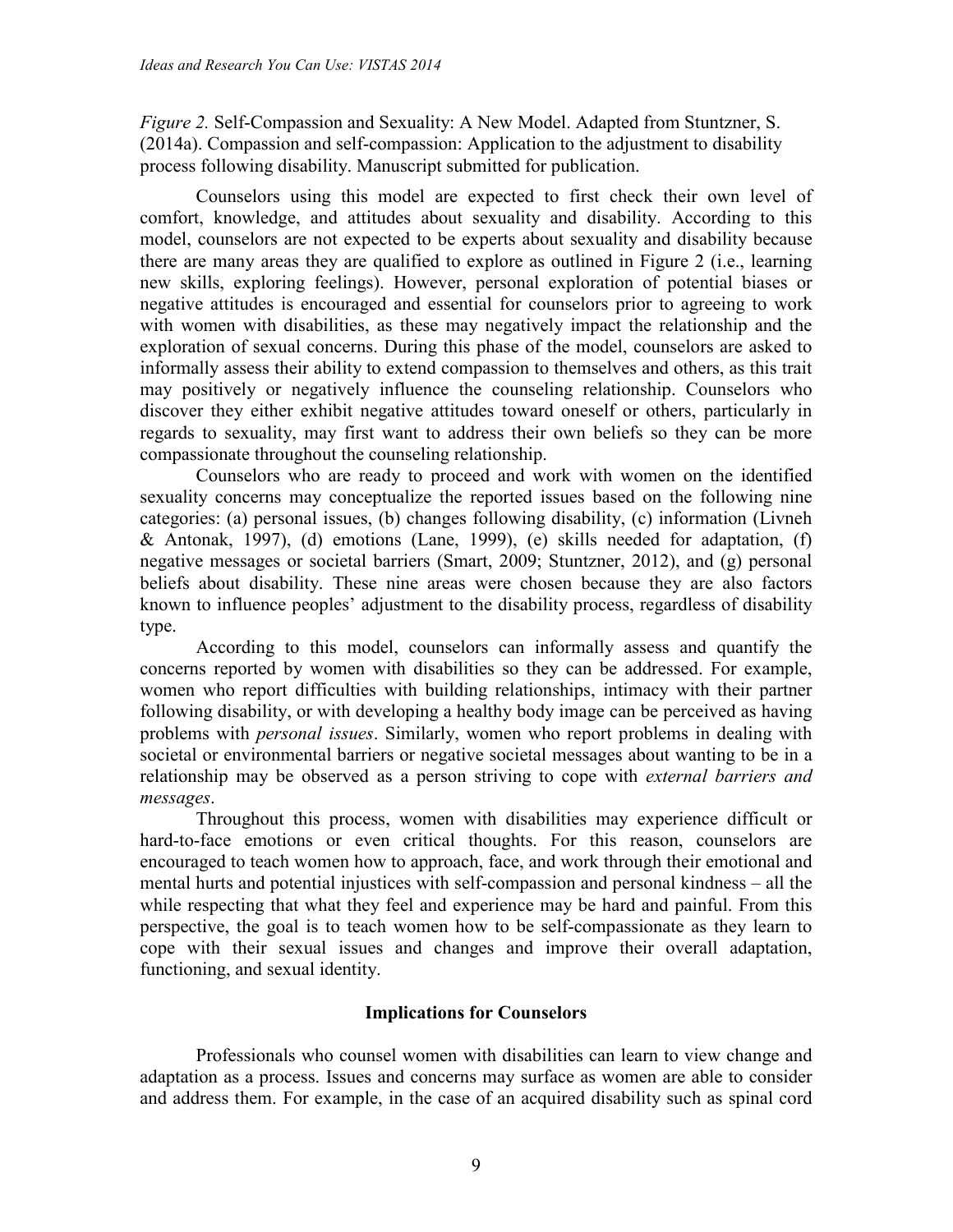*Figure 2.* Self-Compassion and Sexuality: A New Model. Adapted from Stuntzner, S. (2014a). Compassion and self-compassion: Application to the adjustment to disability process following disability. Manuscript submitted for publication.

Counselors using this model are expected to first check their own level of comfort, knowledge, and attitudes about sexuality and disability. According to this model, counselors are not expected to be experts about sexuality and disability because there are many areas they are qualified to explore as outlined in Figure 2 (i.e., learning new skills, exploring feelings). However, personal exploration of potential biases or negative attitudes is encouraged and essential for counselors prior to agreeing to work with women with disabilities, as these may negatively impact the relationship and the exploration of sexual concerns. During this phase of the model, counselors are asked to informally assess their ability to extend compassion to themselves and others, as this trait may positively or negatively influence the counseling relationship. Counselors who discover they either exhibit negative attitudes toward oneself or others, particularly in regards to sexuality, may first want to address their own beliefs so they can be more compassionate throughout the counseling relationship.

Counselors who are ready to proceed and work with women on the identified sexuality concerns may conceptualize the reported issues based on the following nine categories: (a) personal issues, (b) changes following disability, (c) information (Livneh & Antonak, 1997), (d) emotions (Lane, 1999), (e) skills needed for adaptation, (f) negative messages or societal barriers (Smart, 2009; Stuntzner, 2012), and (g) personal beliefs about disability. These nine areas were chosen because they are also factors known to influence peoples' adjustment to the disability process, regardless of disability type.

According to this model, counselors can informally assess and quantify the concerns reported by women with disabilities so they can be addressed. For example, women who report difficulties with building relationships, intimacy with their partner following disability, or with developing a healthy body image can be perceived as having problems with *personal issues*. Similarly, women who report problems in dealing with societal or environmental barriers or negative societal messages about wanting to be in a relationship may be observed as a person striving to cope with *external barriers and messages*.

Throughout this process, women with disabilities may experience difficult or hard-to-face emotions or even critical thoughts. For this reason, counselors are encouraged to teach women how to approach, face, and work through their emotional and mental hurts and potential injustices with self-compassion and personal kindness – all the while respecting that what they feel and experience may be hard and painful. From this perspective, the goal is to teach women how to be self-compassionate as they learn to cope with their sexual issues and changes and improve their overall adaptation, functioning, and sexual identity.

## Implications for Counselors

Professionals who counsel women with disabilities can learn to view change and adaptation as a process. Issues and concerns may surface as women are able to consider and address them. For example, in the case of an acquired disability such as spinal cord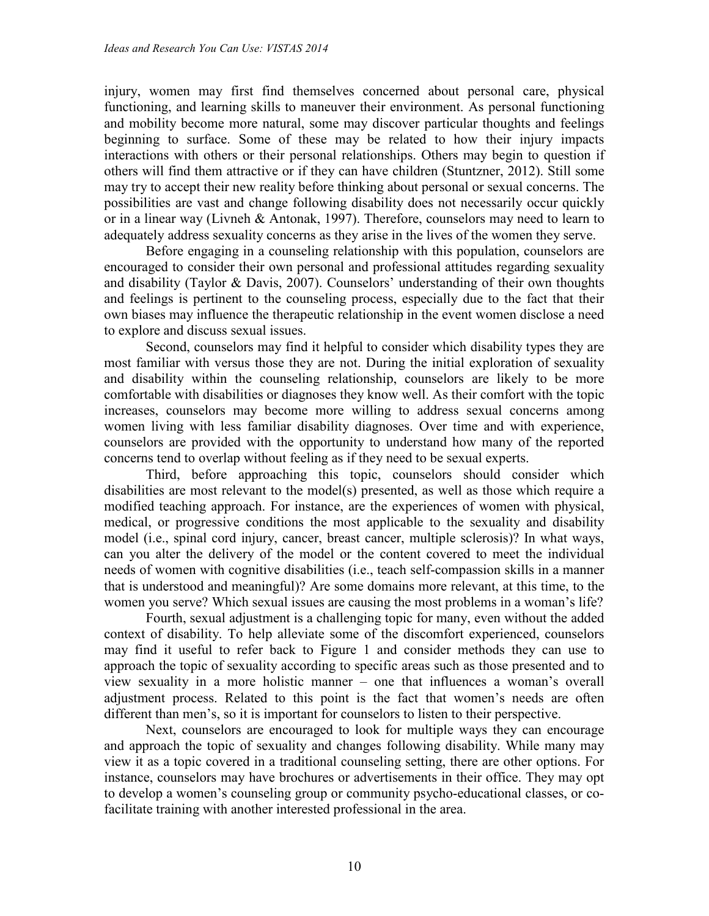injury, women may first find themselves concerned about personal care, physical functioning, and learning skills to maneuver their environment. As personal functioning and mobility become more natural, some may discover particular thoughts and feelings beginning to surface. Some of these may be related to how their injury impacts interactions with others or their personal relationships. Others may begin to question if others will find them attractive or if they can have children (Stuntzner, 2012). Still some may try to accept their new reality before thinking about personal or sexual concerns. The possibilities are vast and change following disability does not necessarily occur quickly or in a linear way (Livneh & Antonak, 1997). Therefore, counselors may need to learn to adequately address sexuality concerns as they arise in the lives of the women they serve.

Before engaging in a counseling relationship with this population, counselors are encouraged to consider their own personal and professional attitudes regarding sexuality and disability (Taylor & Davis, 2007). Counselors' understanding of their own thoughts and feelings is pertinent to the counseling process, especially due to the fact that their own biases may influence the therapeutic relationship in the event women disclose a need to explore and discuss sexual issues.

Second, counselors may find it helpful to consider which disability types they are most familiar with versus those they are not. During the initial exploration of sexuality and disability within the counseling relationship, counselors are likely to be more comfortable with disabilities or diagnoses they know well. As their comfort with the topic increases, counselors may become more willing to address sexual concerns among women living with less familiar disability diagnoses. Over time and with experience, counselors are provided with the opportunity to understand how many of the reported concerns tend to overlap without feeling as if they need to be sexual experts.

Third, before approaching this topic, counselors should consider which disabilities are most relevant to the model(s) presented, as well as those which require a modified teaching approach. For instance, are the experiences of women with physical, medical, or progressive conditions the most applicable to the sexuality and disability model (i.e., spinal cord injury, cancer, breast cancer, multiple sclerosis)? In what ways, can you alter the delivery of the model or the content covered to meet the individual needs of women with cognitive disabilities (i.e., teach self-compassion skills in a manner that is understood and meaningful)? Are some domains more relevant, at this time, to the women you serve? Which sexual issues are causing the most problems in a woman's life?

Fourth, sexual adjustment is a challenging topic for many, even without the added context of disability. To help alleviate some of the discomfort experienced, counselors may find it useful to refer back to Figure 1 and consider methods they can use to approach the topic of sexuality according to specific areas such as those presented and to view sexuality in a more holistic manner – one that influences a woman's overall adjustment process. Related to this point is the fact that women's needs are often different than men's, so it is important for counselors to listen to their perspective.

Next, counselors are encouraged to look for multiple ways they can encourage and approach the topic of sexuality and changes following disability. While many may view it as a topic covered in a traditional counseling setting, there are other options. For instance, counselors may have brochures or advertisements in their office. They may opt to develop a women's counseling group or community psycho-educational classes, or co-facilitate training with another interested professional in the area.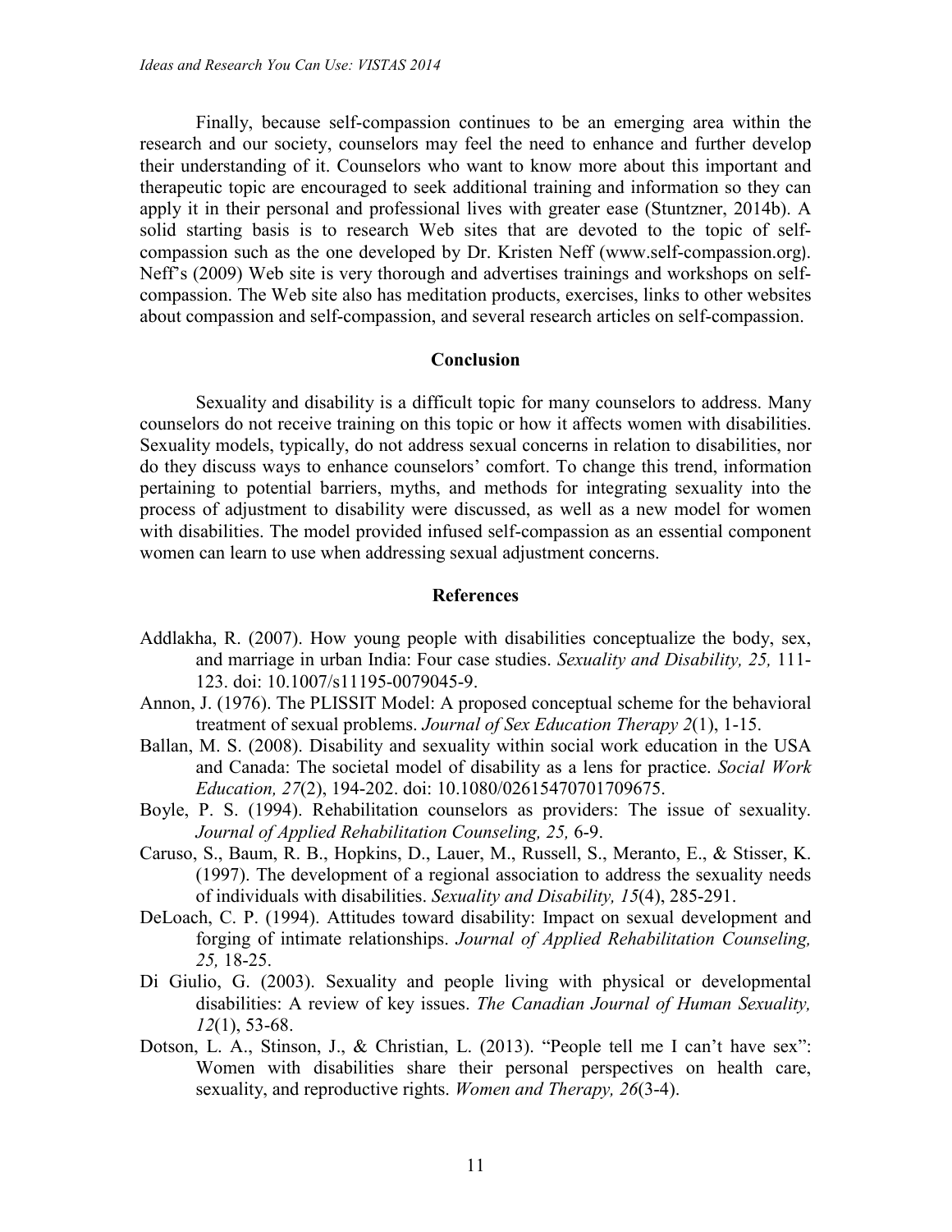Finally, because self-compassion continues to be an emerging area within the research and our society, counselors may feel the need to enhance and further develop their understanding of it. Counselors who want to know more about this important and therapeutic topic are encouraged to seek additional training and information so they can apply it in their personal and professional lives with greater ease (Stuntzner, 2014b). A solid starting basis is to research Web sites that are devoted to the topic of self-compassion such as the one developed by Dr. Kristen Neff (www.self-compassion.org). Neff's (2009) Web site is very thorough and advertises trainings and workshops on self-compassion. The Web site also has meditation products, exercises, links to other websites about compassion and self-compassion, and several research articles on self-compassion.

## Conclusion

Sexuality and disability is a difficult topic for many counselors to address. Many counselors do not receive training on this topic or how it affects women with disabilities. Sexuality models, typically, do not address sexual concerns in relation to disabilities, nor do they discuss ways to enhance counselors' comfort. To change this trend, information pertaining to potential barriers, myths, and methods for integrating sexuality into the process of adjustment to disability were discussed, as well as a new model for women with disabilities. The model provided infused self-compassion as an essential component women can learn to use when addressing sexual adjustment concerns.

## References

Addlakha, R. (2007). How young people with disabilities conceptualize the body, sex, and marriage in urban India: Four case studies. *Sexuality and Disability, 25,* 111-123. doi: 10.1007/s11195-0079045-9.

Annon, J. (1976). The PLISSIT Model: A proposed conceptual scheme for the behavioral treatment of sexual problems. *Journal of Sex Education Therapy 2*(1), 1-15.

Ballan, M. S. (2008). Disability and sexuality within social work education in the USA and Canada: The societal model of disability as a lens for practice. *Social Work Education, 27*(2), 194-202. doi: 10.1080/02615470701709675.

Boyle, P. S. (1994). Rehabilitation counselors as providers: The issue of sexuality. *Journal of Applied Rehabilitation Counseling, 25,* 6-9.

Caruso, S., Baum, R. B., Hopkins, D., Lauer, M., Russell, S., Meranto, E., & Stisser, K. (1997). The development of a regional association to address the sexuality needs of individuals with disabilities. *Sexuality and Disability, 15*(4), 285-291.

DeLoach, C. P. (1994). Attitudes toward disability: Impact on sexual development and forging of intimate relationships. *Journal of Applied Rehabilitation Counseling, 25,* 18-25.

Di Giulio, G. (2003). Sexuality and people living with physical or developmental disabilities: A review of key issues. *The Canadian Journal of Human Sexuality, 12*(1), 53-68.

Dotson, L. A., Stinson, J., & Christian, L. (2013). "People tell me I can't have sex": Women with disabilities share their personal perspectives on health care, sexuality, and reproductive rights. *Women and Therapy, 26*(3-4).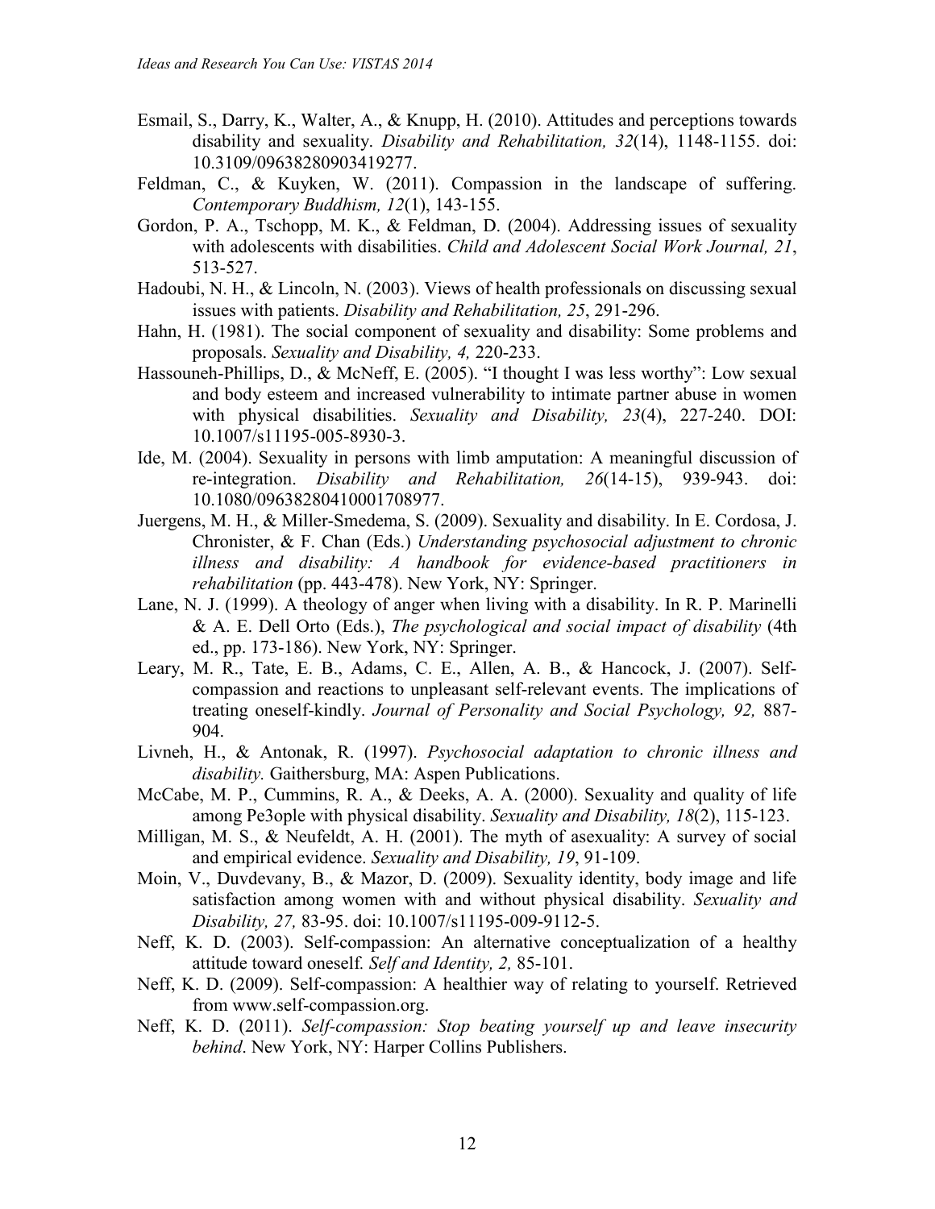Esmail, S., Darry, K., Walter, A., & Knupp, H. (2010). Attitudes and perceptions towards disability and sexuality. *Disability and Rehabilitation, 32*(14), 1148-1155. doi: 10.3109/09638280903419277.

Feldman, C., & Kuyken, W. (2011). Compassion in the landscape of suffering. *Contemporary Buddhism, 12*(1), 143-155.

Gordon, P. A., Tschopp, M. K., & Feldman, D. (2004). Addressing issues of sexuality with adolescents with disabilities. *Child and Adolescent Social Work Journal, 21*, 513-527.

Hadoubi, N. H., & Lincoln, N. (2003). Views of health professionals on discussing sexual issues with patients. *Disability and Rehabilitation, 25*, 291-296.

Hahn, H. (1981). The social component of sexuality and disability: Some problems and proposals. *Sexuality and Disability, 4,* 220-233.

Hassouneh-Phillips, D., & McNeff, E. (2005). "I thought I was less worthy": Low sexual and body esteem and increased vulnerability to intimate partner abuse in women with physical disabilities. *Sexuality and Disability, 23*(4), 227-240. DOI: 10.1007/s11195-005-8930-3.

Ide, M. (2004). Sexuality in persons with limb amputation: A meaningful discussion of re-integration. *Disability and Rehabilitation, 26*(14-15), 939-943. doi: 10.1080/09638280410001708977.

Juergens, M. H., & Miller-Smedema, S. (2009). Sexuality and disability. In E. Cordosa, J. Chronister, & F. Chan (Eds.) *Understanding psychosocial adjustment to chronic illness and disability: A handbook for evidence-based practitioners in rehabilitation* (pp. 443-478). New York, NY: Springer.

Lane, N. J. (1999). A theology of anger when living with a disability. In R. P. Marinelli & A. E. Dell Orto (Eds.), *The psychological and social impact of disability* (4th ed., pp. 173-186). New York, NY: Springer.

Leary, M. R., Tate, E. B., Adams, C. E., Allen, A. B., & Hancock, J. (2007). Self-compassion and reactions to unpleasant self-relevant events. The implications of treating oneself-kindly. *Journal of Personality and Social Psychology, 92,* 887-904.

Livneh, H., & Antonak, R. (1997). *Psychosocial adaptation to chronic illness and disability.* Gaithersburg, MA: Aspen Publications.

McCabe, M. P., Cummins, R. A., & Deeks, A. A. (2000). Sexuality and quality of life among Pe3ople with physical disability. *Sexuality and Disability, 18*(2), 115-123.

Milligan, M. S., & Neufeldt, A. H. (2001). The myth of asexuality: A survey of social and empirical evidence. *Sexuality and Disability, 19*, 91-109.

Moin, V., Duvdevany, B., & Mazor, D. (2009). Sexuality identity, body image and life satisfaction among women with and without physical disability. *Sexuality and Disability, 27,* 83-95. doi: 10.1007/s11195-009-9112-5.

Neff, K. D. (2003). Self-compassion: An alternative conceptualization of a healthy attitude toward oneself. *Self and Identity, 2,* 85-101.

Neff, K. D. (2009). Self-compassion: A healthier way of relating to yourself. Retrieved from www.self-compassion.org.

Neff, K. D. (2011). *Self-compassion: Stop beating yourself up and leave insecurity behind*. New York, NY: Harper Collins Publishers.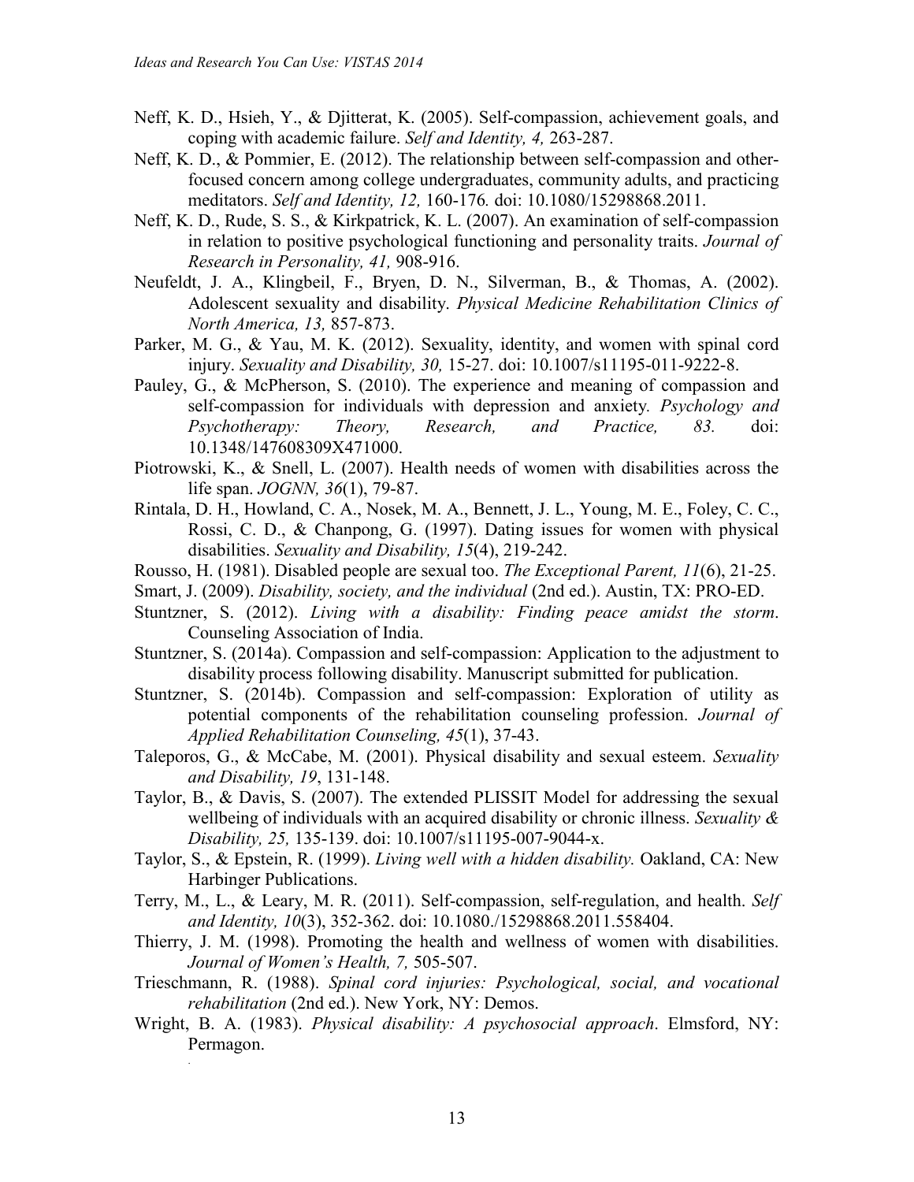Neff, K. D., Hsieh, Y., & Djitterat, K. (2005). Self-compassion, achievement goals, and coping with academic failure. *Self and Identity, 4,* 263-287.

Neff, K. D., & Pommier, E. (2012). The relationship between self-compassion and other-focused concern among college undergraduates, community adults, and practicing meditators. *Self and Identity, 12,* 160-176*.* doi: 10.1080/15298868.2011.

Neff, K. D., Rude, S. S., & Kirkpatrick, K. L. (2007). An examination of self-compassion in relation to positive psychological functioning and personality traits. *Journal of Research in Personality, 41,* 908-916.

Neufeldt, J. A., Klingbeil, F., Bryen, D. N., Silverman, B., & Thomas, A. (2002). Adolescent sexuality and disability. *Physical Medicine Rehabilitation Clinics of North America, 13,* 857-873.

Parker, M. G., & Yau, M. K. (2012). Sexuality, identity, and women with spinal cord injury. *Sexuality and Disability, 30,* 15-27. doi: 10.1007/s11195-011-9222-8.

Pauley, G., & McPherson, S. (2010). The experience and meaning of compassion and self-compassion for individuals with depression and anxiety. *Psychology and Psychotherapy: Theory, Research, and Practice, 83.* doi: 10.1348/147608309X471000.

Piotrowski, K., & Snell, L. (2007). Health needs of women with disabilities across the life span. *JOGNN, 36*(1), 79-87.

Rintala, D. H., Howland, C. A., Nosek, M. A., Bennett, J. L., Young, M. E., Foley, C. C., Rossi, C. D., & Chanpong, G. (1997). Dating issues for women with physical disabilities. *Sexuality and Disability, 15*(4), 219-242.

Rousso, H. (1981). Disabled people are sexual too. *The Exceptional Parent, 11*(6), 21-25.

Smart, J. (2009). *Disability, society, and the individual* (2nd ed.). Austin, TX: PRO-ED.

Stuntzner, S. (2012). *Living with a disability: Finding peace amidst the storm*. Counseling Association of India.

Stuntzner, S. (2014a). Compassion and self-compassion: Application to the adjustment to disability process following disability. Manuscript submitted for publication.

Stuntzner, S. (2014b). Compassion and self-compassion: Exploration of utility as potential components of the rehabilitation counseling profession. *Journal of Applied Rehabilitation Counseling, 45*(1), 37-43.

Taleporos, G., & McCabe, M. (2001). Physical disability and sexual esteem. *Sexuality and Disability, 19*, 131-148.

Taylor, B., & Davis, S. (2007). The extended PLISSIT Model for addressing the sexual wellbeing of individuals with an acquired disability or chronic illness. *Sexuality & Disability, 25,* 135-139. doi: 10.1007/s11195-007-9044-x.

Taylor, S., & Epstein, R. (1999). *Living well with a hidden disability.* Oakland, CA: New Harbinger Publications.

Terry, M., L., & Leary, M. R. (2011). Self-compassion, self-regulation, and health. *Self and Identity, 10*(3), 352-362. doi: 10.1080./15298868.2011.558404.

Thierry, J. M. (1998). Promoting the health and wellness of women with disabilities. *Journal of Women's Health, 7,* 505-507.

Trieschmann, R. (1988). *Spinal cord injuries: Psychological, social, and vocational rehabilitation* (2nd ed.). New York, NY: Demos.

Wright, B. A. (1983). *Physical disability: A psychosocial approach*. Elmsford, NY: Permagon.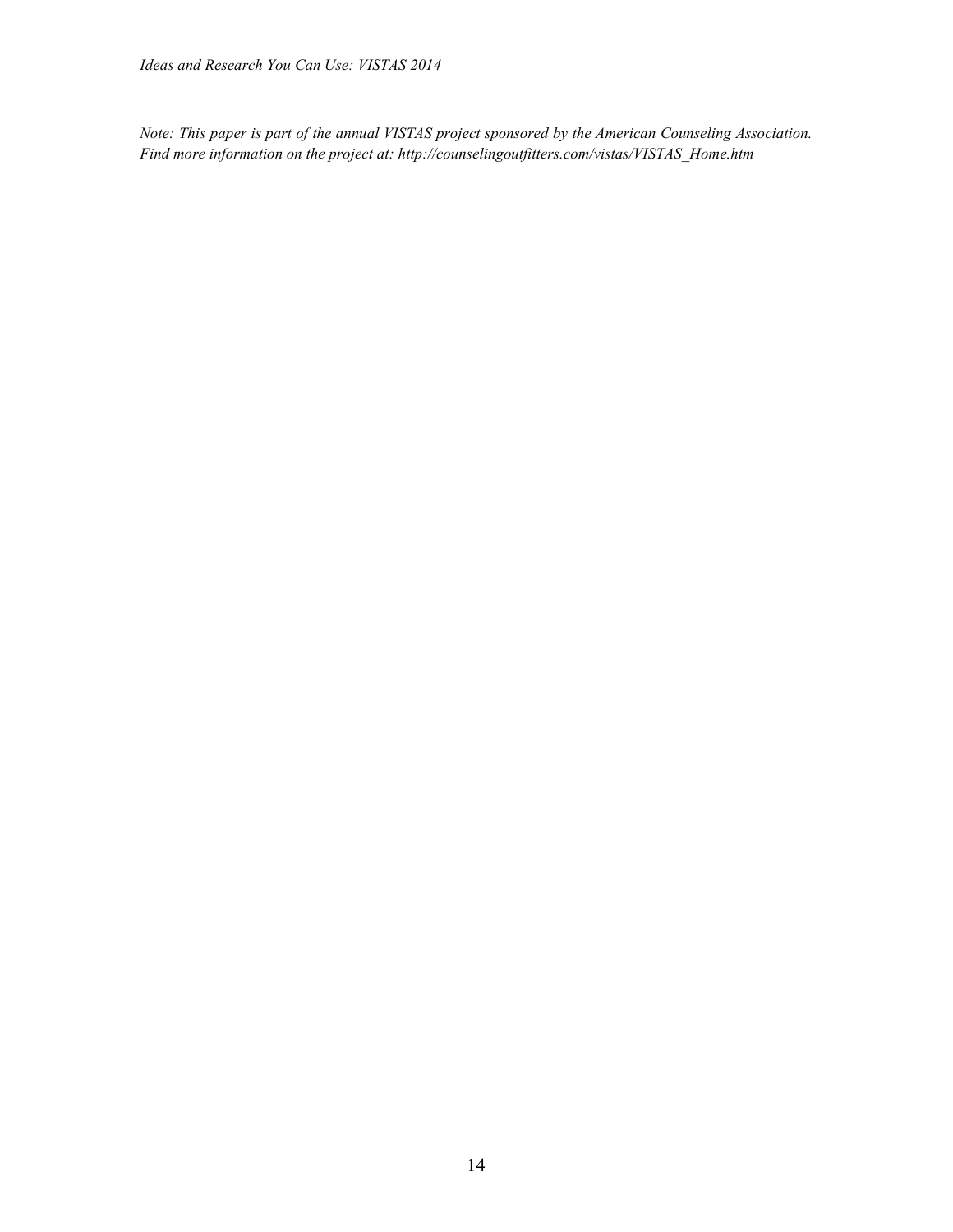*Note: This paper is part of the annual VISTAS project sponsored by the American Counseling Association. Find more information on the project at: http://counselingoutfitters.com/vistas/VISTAS_Home.htm*